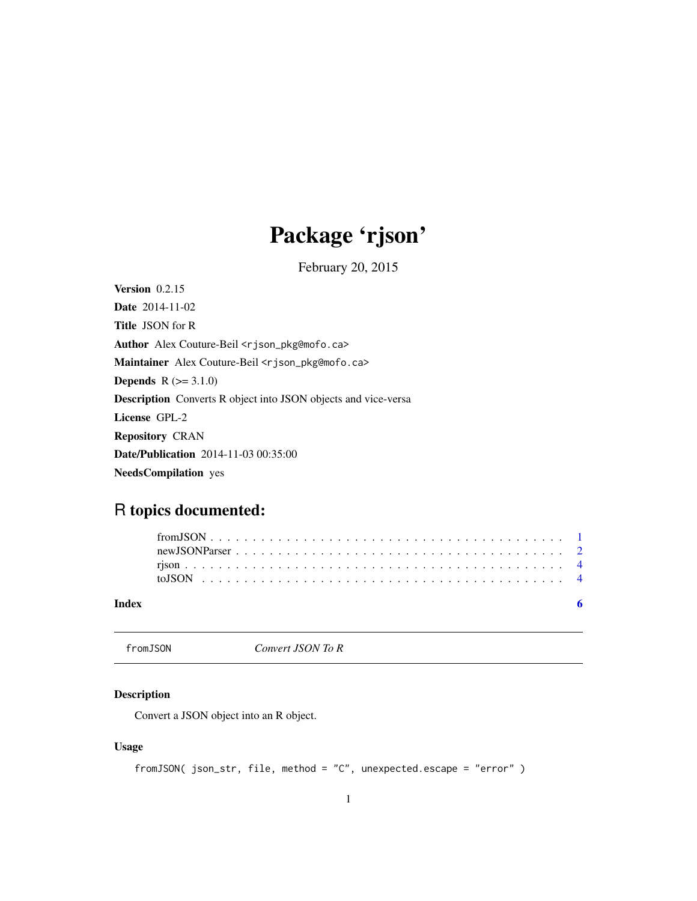# Package 'rjson'

February 20, 2015

**Version** 0.2.15

**Date** 2014-11-02

**Title** JSON for R

**Author** Alex Couture-Beil <rjson_pkg@mofo.ca>

**Maintainer** Alex Couture-Beil <rjson_pkg@mofo.ca>

**Depends** R (>= 3.1.0)

**Description** Converts R object into JSON objects and vice-versa

**License** GPL-2

**Repository** CRAN

**Date/Publication** 2014-11-03 00:35:00

**NeedsCompilation** yes

## R topics documented:

- fromJSON . . . . . . . . . . . . . . . . . . . . . . . . . . . . . . . . . . . . . . . . 1
- newJSONParser . . . . . . . . . . . . . . . . . . . . . . . . . . . . . . . . . . . . 2
- rjson . . . . . . . . . . . . . . . . . . . . . . . . . . . . . . . . . . . . . . . . . . 4
- toJSON . . . . . . . . . . . . . . . . . . . . . . . . . . . . . . . . . . . . . . . . . 4

**Index** 6

---

`fromJSON` *Convert JSON To R*

---

### Description

Convert a JSON object into an R object.

### Usage

```
fromJSON( json_str, file, method = "C", unexpected.escape = "error" )
```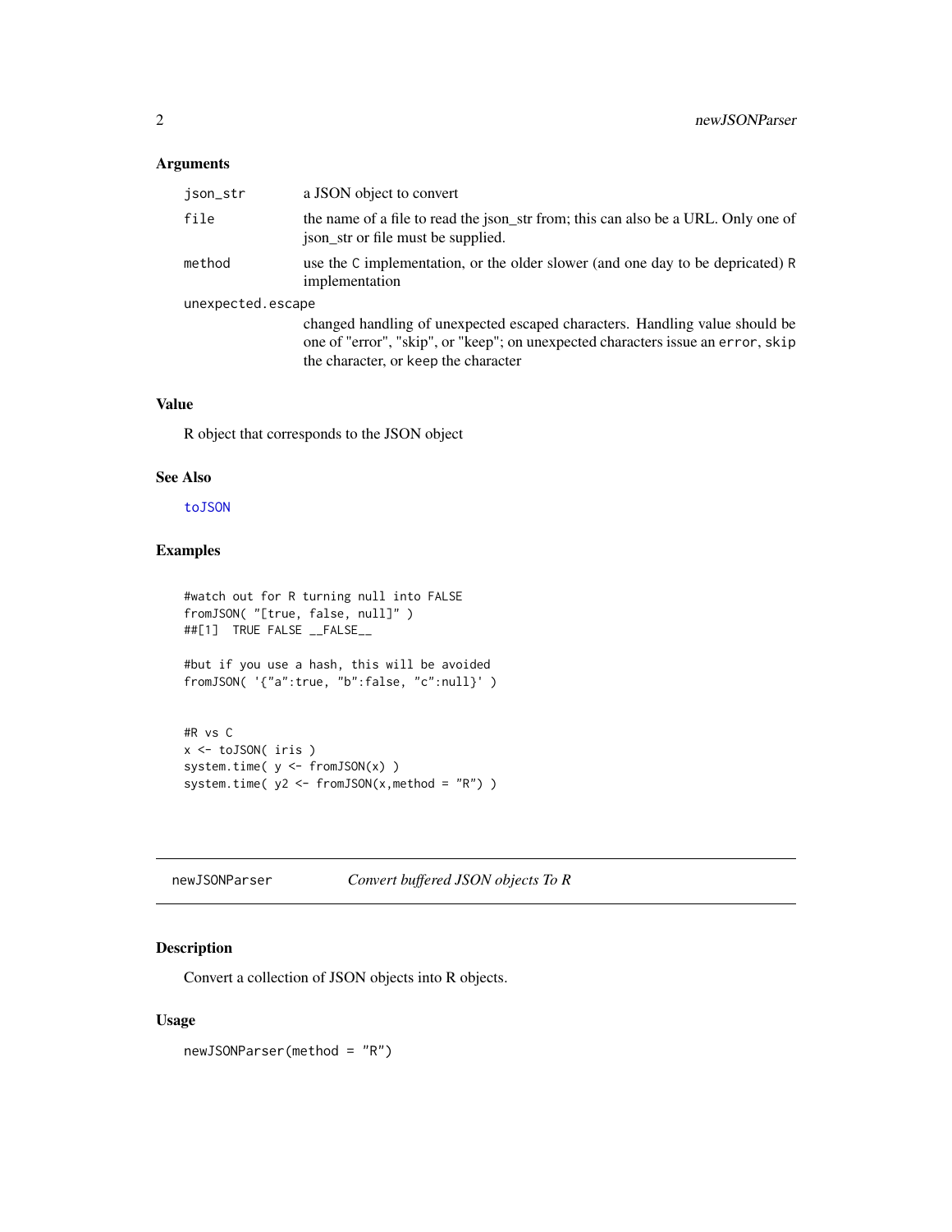### Arguments

- `json_str` — a JSON object to convert
- `file` — the name of a file to read the json_str from; this can also be a URL. Only one of json_str or file must be supplied.
- `method` — use the `C` implementation, or the older slower (and one day to be depricated) `R` implementation
- `unexpected.escape` — changed handling of unexpected escaped characters. Handling value should be one of "error", "skip", or "keep"; on unexpected characters issue an `error`, `skip` the character, or `keep` the character

### Value

R object that corresponds to the JSON object

### See Also

`toJSON`

### Examples

```
#watch out for R turning null into FALSE
fromJSON( "[true, false, null]" )
##[1]  TRUE FALSE __FALSE__

#but if you use a hash, this will be avoided
fromJSON( '{"a":true, "b":false, "c":null}' )


#R vs C
x <- toJSON( iris )
system.time( y <- fromJSON(x) )
system.time( y2 <- fromJSON(x,method = "R") )
```

---

## newJSONParser — *Convert buffered JSON objects To R*

### Description

Convert a collection of JSON objects into R objects.

### Usage

```
newJSONParser(method = "R")
```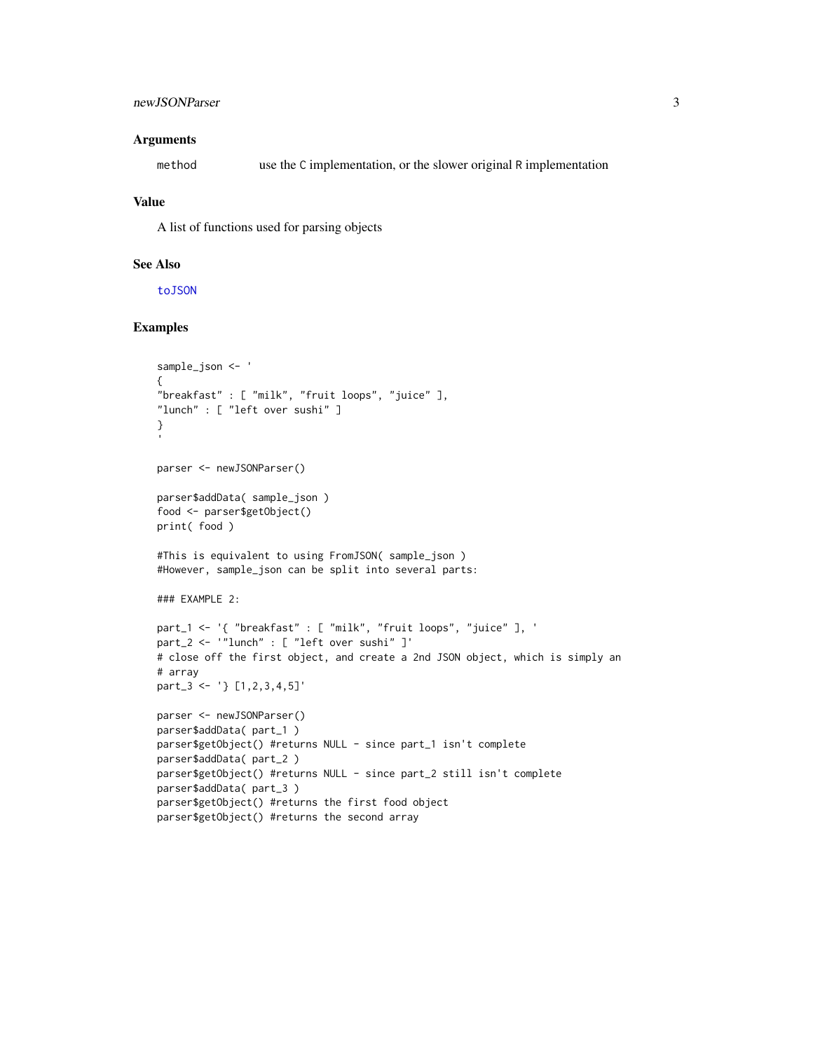### Arguments

`method` use the `C` implementation, or the slower original `R` implementation

### Value

A list of functions used for parsing objects

### See Also

`toJSON`

### Examples

```
sample_json <- '
{
"breakfast" : [ "milk", "fruit loops", "juice" ],
"lunch" : [ "left over sushi" ]
}
'

parser <- newJSONParser()

parser$addData( sample_json )
food <- parser$getObject()
print( food )

#This is equivalent to using FromJSON( sample_json )
#However, sample_json can be split into several parts:

### EXAMPLE 2:

part_1 <- '{ "breakfast" : [ "milk", "fruit loops", "juice" ], '
part_2 <- '"lunch" : [ "left over sushi" ]'
# close off the first object, and create a 2nd JSON object, which is simply an
# array
part_3 <- '} [1,2,3,4,5]'

parser <- newJSONParser()
parser$addData( part_1 )
parser$getObject() #returns NULL - since part_1 isn't complete
parser$addData( part_2 )
parser$getObject() #returns NULL - since part_2 still isn't complete
parser$addData( part_3 )
parser$getObject() #returns the first food object
parser$getObject() #returns the second array
```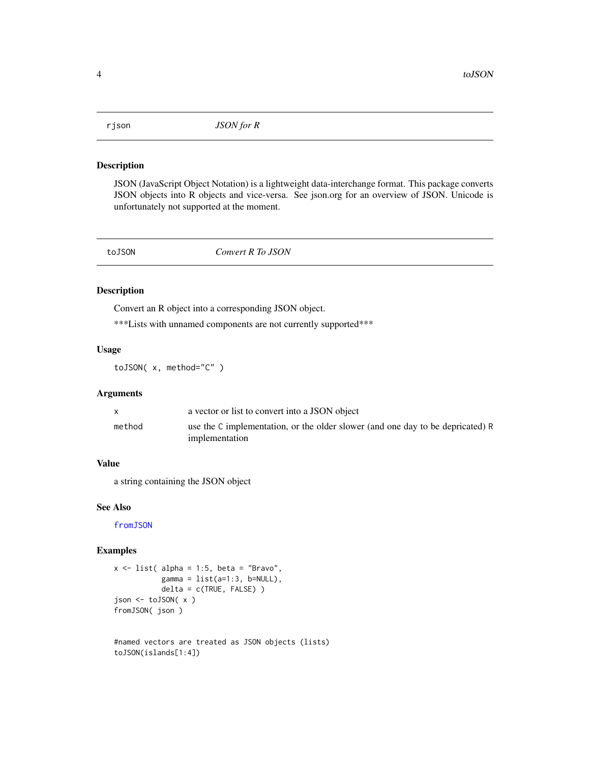## rjson — *JSON for R*

### Description

JSON (JavaScript Object Notation) is a lightweight data-interchange format. This package converts JSON objects into R objects and vice-versa. See json.org for an overview of JSON. Unicode is unfortunately not supported at the moment.

## toJSON — *Convert R To JSON*

### Description

Convert an R object into a corresponding JSON object.

***Lists with unnamed components are not currently supported***

### Usage

```
toJSON( x, method="C" )
```

### Arguments

| | |
|---|---|
| x | a vector or list to convert into a JSON object |
| method | use the C implementation, or the older slower (and one day to be depricated) R implementation |

### Value

a string containing the JSON object

### See Also

fromJSON

### Examples

```
x <- list( alpha = 1:5, beta = "Bravo",
           gamma = list(a=1:3, b=NULL),
           delta = c(TRUE, FALSE) )
json <- toJSON( x )
fromJSON( json )


#named vectors are treated as JSON objects (lists)
toJSON(islands[1:4])
```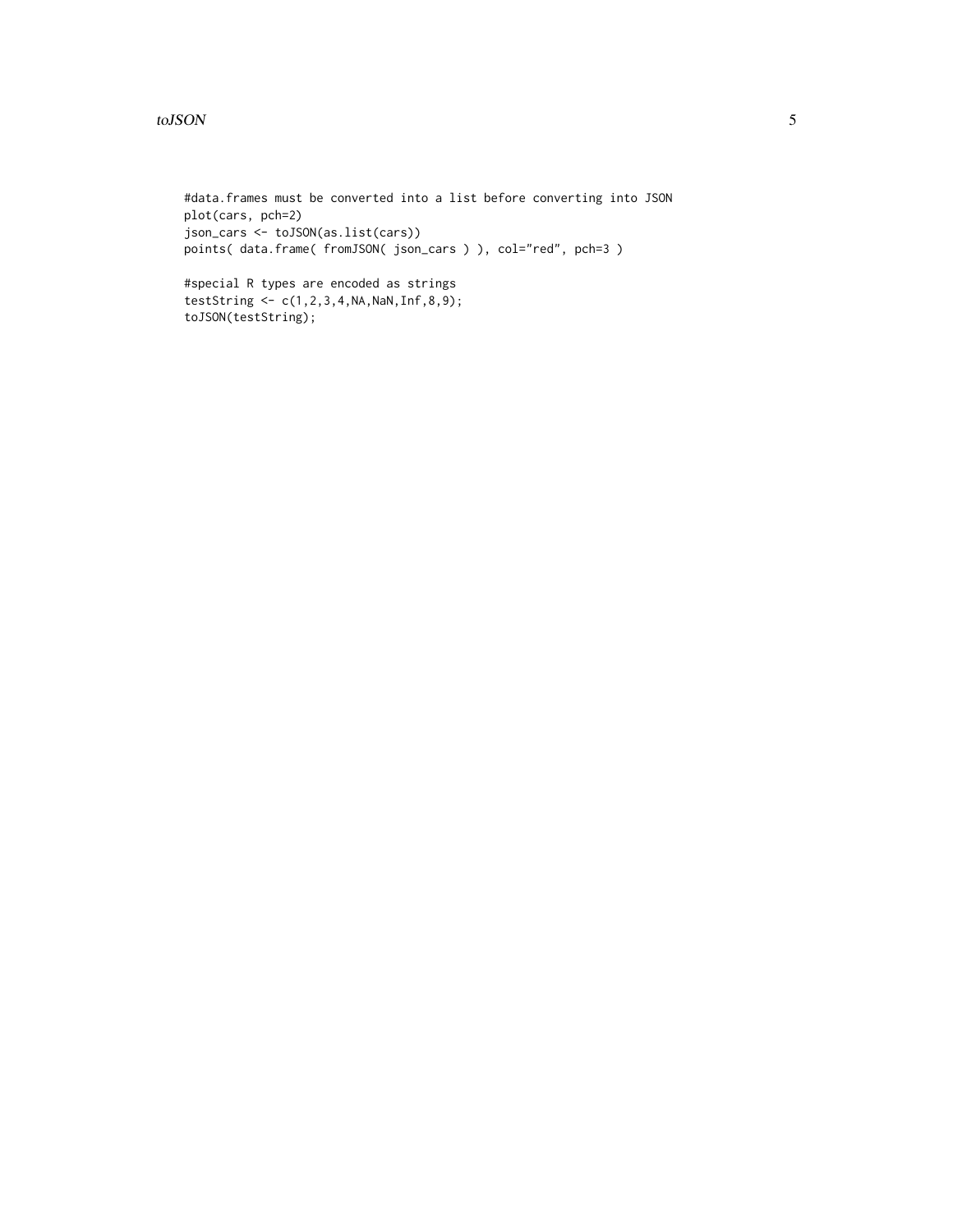```
#data.frames must be converted into a list before converting into JSON
plot(cars, pch=2)
json_cars <- toJSON(as.list(cars))
points( data.frame( fromJSON( json_cars ) ), col="red", pch=3 )

#special R types are encoded as strings
testString <- c(1,2,3,4,NA,NaN,Inf,8,9);
toJSON(testString);
```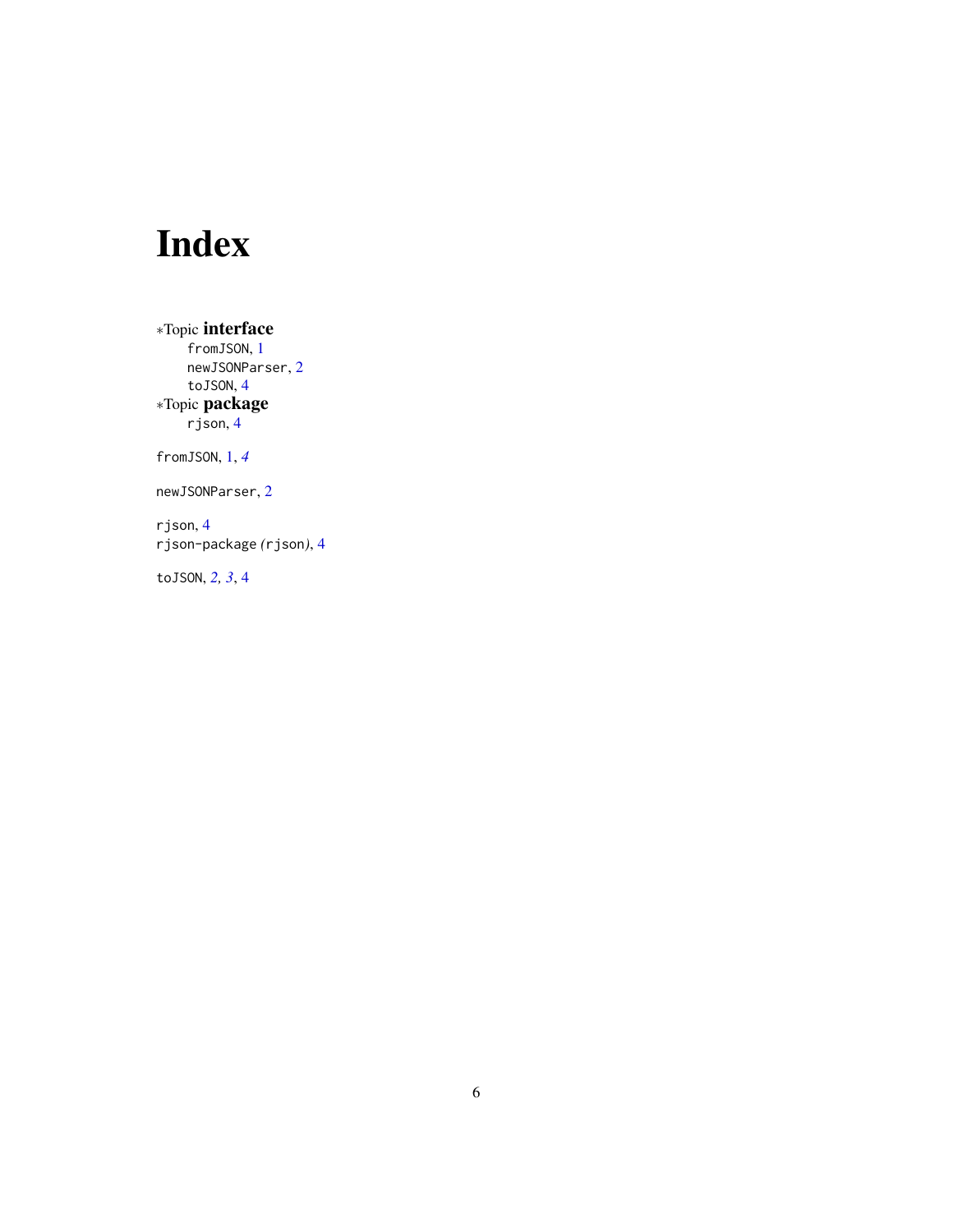# Index

*Topic **interface**
- fromJSON, 1
- newJSONParser, 2
- toJSON, 4

*Topic **package**
- rjson, 4

fromJSON, 1, *4*

newJSONParser, 2

rjson, 4
rjson-package *(*rjson*)*, 4

toJSON, *2, 3*, 4